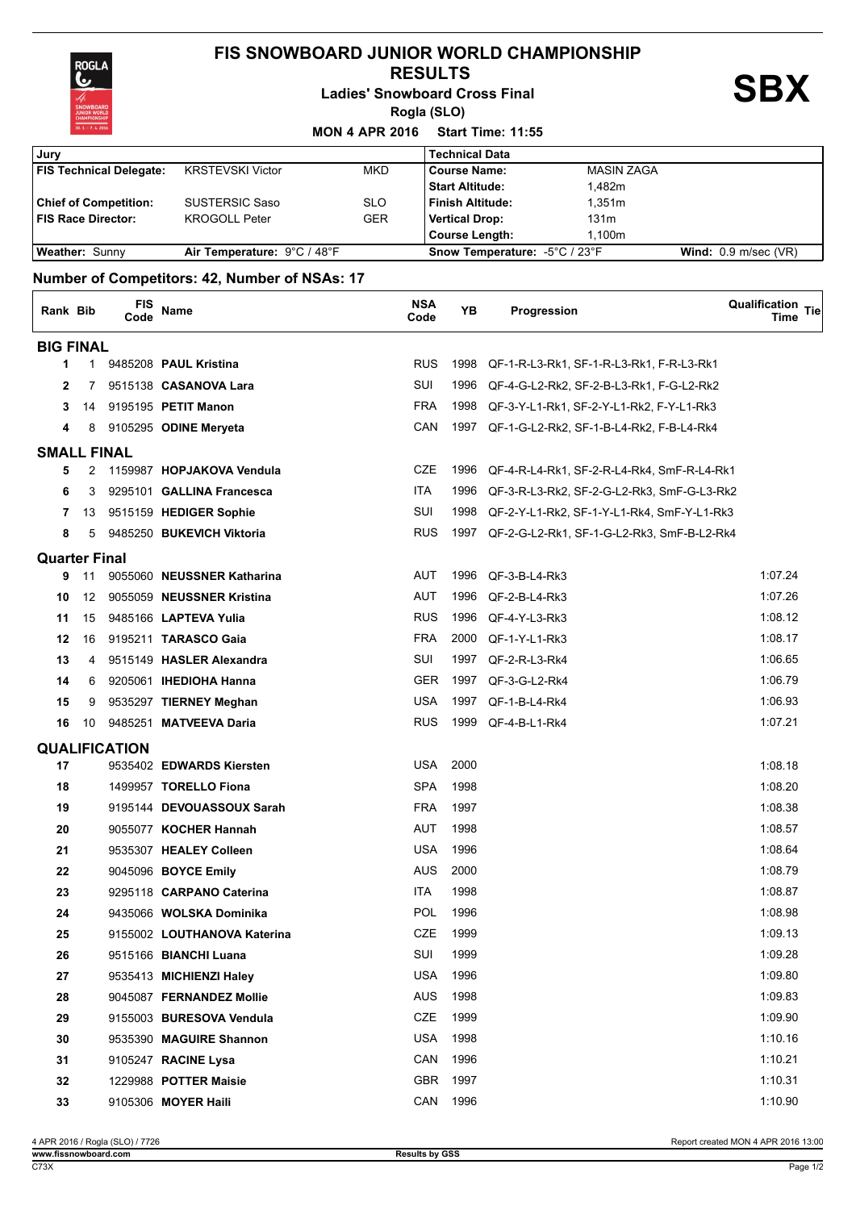# FIS SNOWBOARD JUNIOR WORLD CHAMPIONSHIP

## RESULTS

**Ladies' Snowboard Cross Final**

**Rogla (SLO)**

**MON 4 APR 2016 Start Time: 11:55**

**SBX**

| Jury | | | Technical Data | |
|---|---|---|---|---|
| FIS Technical Delegate: | KRSTEVSKI Victor | MKD | Course Name: | MASIN ZAGA |
| | | | Start Altitude: | 1,482m |
| Chief of Competition: | SUSTERSIC Saso | SLO | Finish Altitude: | 1,351m |
| FIS Race Director: | KROGOLL Peter | GER | Vertical Drop: | 131m |
| | | | Course Length: | 1,100m |
| Weather: Sunny | Air Temperature: 9°C / 48°F | | Snow Temperature: -5°C / 23°F | Wind: 0.9 m/sec (VR) |

**Number of Competitors: 42, Number of NSAs: 17**

| Rank | Bib | FIS Code | Name | NSA Code | YB | Progression | Qualification Time | Tie |
|---|---|---|---|---|---|---|---|---|
| **BIG FINAL** | | | | | | | | |
| 1 | 1 | 9485208 | **PAUL Kristina** | RUS | 1998 | QF-1-R-L3-Rk1, SF-1-R-L3-Rk1, F-R-L3-Rk1 | | |
| 2 | 7 | 9515138 | **CASANOVA Lara** | SUI | 1996 | QF-4-G-L2-Rk2, SF-2-B-L3-Rk1, F-G-L2-Rk2 | | |
| 3 | 14 | 9195195 | **PETIT Manon** | FRA | 1998 | QF-3-Y-L1-Rk1, SF-2-Y-L1-Rk2, F-Y-L1-Rk3 | | |
| 4 | 8 | 9105295 | **ODINE Meryeta** | CAN | 1997 | QF-1-G-L2-Rk2, SF-1-B-L4-Rk2, F-B-L4-Rk4 | | |
| **SMALL FINAL** | | | | | | | | |
| 5 | 2 | 1159987 | **HOPJAKOVA Vendula** | CZE | 1996 | QF-4-R-L4-Rk1, SF-2-R-L4-Rk4, SmF-R-L4-Rk1 | | |
| 6 | 3 | 9295101 | **GALLINA Francesca** | ITA | 1996 | QF-3-R-L3-Rk2, SF-2-G-L2-Rk3, SmF-G-L3-Rk2 | | |
| 7 | 13 | 9515159 | **HEDIGER Sophie** | SUI | 1998 | QF-2-Y-L1-Rk2, SF-1-Y-L1-Rk4, SmF-Y-L1-Rk3 | | |
| 8 | 5 | 9485250 | **BUKEVICH Viktoria** | RUS | 1997 | QF-2-G-L2-Rk1, SF-1-G-L2-Rk3, SmF-B-L2-Rk4 | | |
| **Quarter Final** | | | | | | | | |
| 9 | 11 | 9055060 | **NEUSSNER Katharina** | AUT | 1996 | QF-3-B-L4-Rk3 | 1:07.24 | |
| 10 | 12 | 9055059 | **NEUSSNER Kristina** | AUT | 1996 | QF-2-B-L4-Rk3 | 1:07.26 | |
| 11 | 15 | 9485166 | **LAPTEVA Yulia** | RUS | 1996 | QF-4-Y-L3-Rk3 | 1:08.12 | |
| 12 | 16 | 9195211 | **TARASCO Gaia** | FRA | 2000 | QF-1-Y-L1-Rk3 | 1:08.17 | |
| 13 | 4 | 9515149 | **HASLER Alexandra** | SUI | 1997 | QF-2-R-L3-Rk4 | 1:06.65 | |
| 14 | 6 | 9205061 | **IHEDIOHA Hanna** | GER | 1997 | QF-3-G-L2-Rk4 | 1:06.79 | |
| 15 | 9 | 9535297 | **TIERNEY Meghan** | USA | 1997 | QF-1-B-L4-Rk4 | 1:06.93 | |
| 16 | 10 | 9485251 | **MATVEEVA Daria** | RUS | 1999 | QF-4-B-L1-Rk4 | 1:07.21 | |
| **QUALIFICATION** | | | | | | | | |
| 17 | | 9535402 | **EDWARDS Kiersten** | USA | 2000 | | 1:08.18 | |
| 18 | | 1499957 | **TORELLO Fiona** | SPA | 1998 | | 1:08.20 | |
| 19 | | 9195144 | **DEVOUASSOUX Sarah** | FRA | 1997 | | 1:08.38 | |
| 20 | | 9055077 | **KOCHER Hannah** | AUT | 1998 | | 1:08.57 | |
| 21 | | 9535307 | **HEALEY Colleen** | USA | 1996 | | 1:08.64 | |
| 22 | | 9045096 | **BOYCE Emily** | AUS | 2000 | | 1:08.79 | |
| 23 | | 9295118 | **CARPANO Caterina** | ITA | 1998 | | 1:08.87 | |
| 24 | | 9435066 | **WOLSKA Dominika** | POL | 1996 | | 1:08.98 | |
| 25 | | 9155002 | **LOUTHANOVA Katerina** | CZE | 1999 | | 1:09.13 | |
| 26 | | 9515166 | **BIANCHI Luana** | SUI | 1999 | | 1:09.28 | |
| 27 | | 9535413 | **MICHIENZI Haley** | USA | 1996 | | 1:09.80 | |
| 28 | | 9045087 | **FERNANDEZ Mollie** | AUS | 1998 | | 1:09.83 | |
| 29 | | 9155003 | **BURESOVA Vendula** | CZE | 1999 | | 1:09.90 | |
| 30 | | 9535390 | **MAGUIRE Shannon** | USA | 1998 | | 1:10.16 | |
| 31 | | 9105247 | **RACINE Lysa** | CAN | 1996 | | 1:10.21 | |
| 32 | | 1229988 | **POTTER Maisie** | GBR | 1997 | | 1:10.31 | |
| 33 | | 9105306 | **MOYER Haili** | CAN | 1996 | | 1:10.90 | |

4 APR 2016 / Rogla (SLO) / 7726 — Report created MON 4 APR 2016 13:00

www.fissnowboard.com — Results by GSS

C73X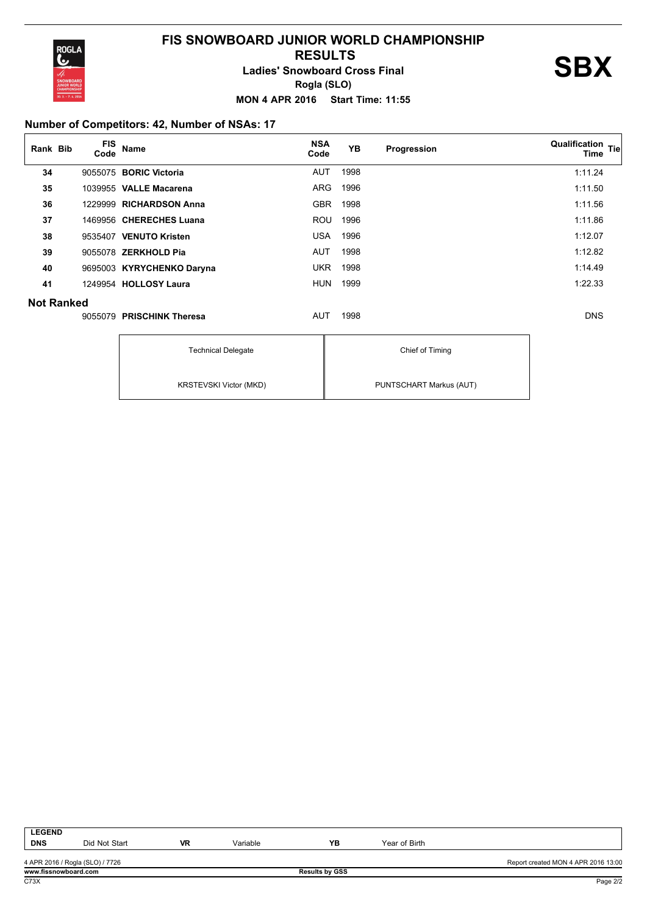# FIS SNOWBOARD JUNIOR WORLD CHAMPIONSHIP

## RESULTS

### Ladies' Snowboard Cross Final

**Rogla (SLO)**

**MON 4 APR 2016 Start Time: 11:55**

**SBX**

### Number of Competitors: 42, Number of NSAs: 17

| Rank | Bib | FIS Code | Name | NSA Code | YB | Progression | Qualification Time | Tie |
|---|---|---|---|---|---|---|---|---|
| 34 | | 9055075 | **BORIC Victoria** | AUT | 1998 | | 1:11.24 | |
| 35 | | 1039955 | **VALLE Macarena** | ARG | 1996 | | 1:11.50 | |
| 36 | | 1229999 | **RICHARDSON Anna** | GBR | 1998 | | 1:11.56 | |
| 37 | | 1469956 | **CHERECHES Luana** | ROU | 1996 | | 1:11.86 | |
| 38 | | 9535407 | **VENUTO Kristen** | USA | 1996 | | 1:12.07 | |
| 39 | | 9055078 | **ZERKHOLD Pia** | AUT | 1998 | | 1:12.82 | |
| 40 | | 9695003 | **KYRYCHENKO Daryna** | UKR | 1998 | | 1:14.49 | |
| 41 | | 1249954 | **HOLLOSY Laura** | HUN | 1999 | | 1:22.33 | |
| **Not Ranked** | | | | | | | | |
| | | 9055079 | **PRISCHINK Theresa** | AUT | 1998 | | DNS | |

| Technical Delegate | Chief of Timing |
|---|---|
| KRSTEVSKI Victor (MKD) | PUNTSCHART Markus (AUT) |

**LEGEND**

| | | | | | |
|---|---|---|---|---|---|
| **DNS** | Did Not Start | **VR** | Variable | **YB** | Year of Birth |

4 APR 2016 / Rogla (SLO) / 7726

Report created MON 4 APR 2016 13:00

www.fissnowboard.com

Results by GSS

C73X